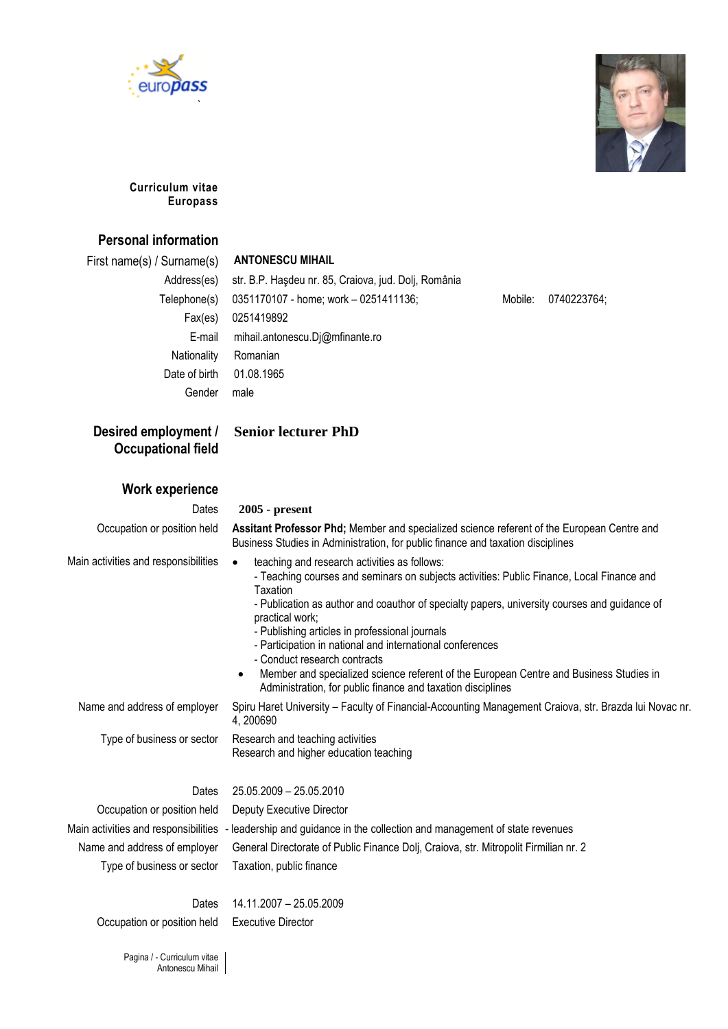**Curriculum vitae Europass**

## Personal information

| | |
|---|---|
| First name(s) / Surname(s) | **ANTONESCU MIHAIL** |
| Address(es) | str. B.P. Haşdeu nr. 85, Craiova, jud. Dolj, România |
| Telephone(s) | 0351170107 - home; work – 0251411136; Mobile: 0740223764; |
| Fax(es) | 0251419892 |
| E-mail | mihail.antonescu.Dj@mfinante.ro |
| Nationality | Romanian |
| Date of birth | 01.08.1965 |
| Gender | male |

## Desired employment / Occupational field

**Senior lecturer PhD**

## Work experience

| | |
|---|---|
| Dates | **2005 - present** |
| Occupation or position held | **Assitant Professor Phd;** Member and specialized science referent of the European Centre and Business Studies in Administration, for public finance and taxation disciplines |
| Main activities and responsibilities | • teaching and research activities as follows:<br>- Teaching courses and seminars on subjects activities: Public Finance, Local Finance and Taxation<br>- Publication as author and coauthor of specialty papers, university courses and guidance of practical work;<br>- Publishing articles in professional journals<br>- Participation in national and international conferences<br>- Conduct research contracts<br>• Member and specialized science referent of the European Centre and Business Studies in Administration, for public finance and taxation disciplines |
| Name and address of employer | Spiru Haret University – Faculty of Financial-Accounting Management Craiova, str. Brazda lui Novac nr. 4, 200690 |
| Type of business or sector | Research and teaching activities<br>Research and higher education teaching |

| | |
|---|---|
| Dates | 25.05.2009 – 25.05.2010 |
| Occupation or position held | Deputy Executive Director |
| Main activities and responsibilities | - leadership and guidance in the collection and management of state revenues |
| Name and address of employer | General Directorate of Public Finance Dolj, Craiova, str. Mitropolit Firmilian nr. 2 |
| Type of business or sector | Taxation, public finance |

| | |
|---|---|
| Dates | 14.11.2007 – 25.05.2009 |
| Occupation or position held | Executive Director |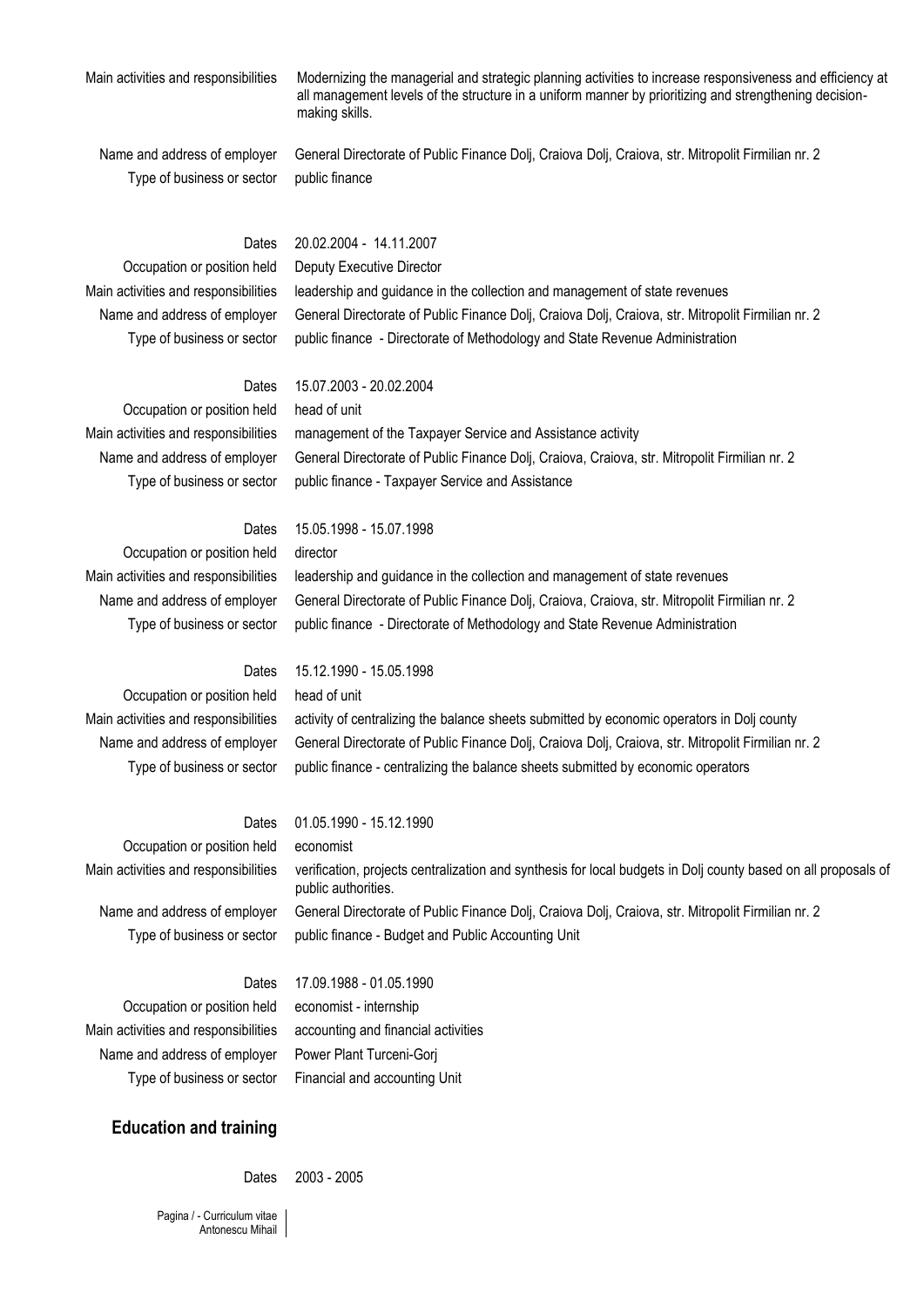| | |
|---|---|
| Main activities and responsibilities | Modernizing the managerial and strategic planning activities to increase responsiveness and efficiency at all management levels of the structure in a uniform manner by prioritizing and strengthening decision-making skills. |
| Name and address of employer | General Directorate of Public Finance Dolj, Craiova Dolj, Craiova, str. Mitropolit Firmilian nr. 2 |
| Type of business or sector | public finance |

| | |
|---|---|
| Dates | 20.02.2004 - 14.11.2007 |
| Occupation or position held | Deputy Executive Director |
| Main activities and responsibilities | leadership and guidance in the collection and management of state revenues |
| Name and address of employer | General Directorate of Public Finance Dolj, Craiova Dolj, Craiova, str. Mitropolit Firmilian nr. 2 |
| Type of business or sector | public finance - Directorate of Methodology and State Revenue Administration |

| | |
|---|---|
| Dates | 15.07.2003 - 20.02.2004 |
| Occupation or position held | head of unit |
| Main activities and responsibilities | management of the Taxpayer Service and Assistance activity |
| Name and address of employer | General Directorate of Public Finance Dolj, Craiova, Craiova, str. Mitropolit Firmilian nr. 2 |
| Type of business or sector | public finance - Taxpayer Service and Assistance |

| | |
|---|---|
| Dates | 15.05.1998 - 15.07.1998 |
| Occupation or position held | director |
| Main activities and responsibilities | leadership and guidance in the collection and management of state revenues |
| Name and address of employer | General Directorate of Public Finance Dolj, Craiova, Craiova, str. Mitropolit Firmilian nr. 2 |
| Type of business or sector | public finance - Directorate of Methodology and State Revenue Administration |

| | |
|---|---|
| Dates | 15.12.1990 - 15.05.1998 |
| Occupation or position held | head of unit |
| Main activities and responsibilities | activity of centralizing the balance sheets submitted by economic operators in Dolj county |
| Name and address of employer | General Directorate of Public Finance Dolj, Craiova Dolj, Craiova, str. Mitropolit Firmilian nr. 2 |
| Type of business or sector | public finance - centralizing the balance sheets submitted by economic operators |

| | |
|---|---|
| Dates | 01.05.1990 - 15.12.1990 |
| Occupation or position held | economist |
| Main activities and responsibilities | verification, projects centralization and synthesis for local budgets in Dolj county based on all proposals of public authorities. |
| Name and address of employer | General Directorate of Public Finance Dolj, Craiova Dolj, Craiova, str. Mitropolit Firmilian nr. 2 |
| Type of business or sector | public finance - Budget and Public Accounting Unit |

| | |
|---|---|
| Dates | 17.09.1988 - 01.05.1990 |
| Occupation or position held | economist - internship |
| Main activities and responsibilities | accounting and financial activities |
| Name and address of employer | Power Plant Turceni-Gorj |
| Type of business or sector | Financial and accounting Unit |

## Education and training

| | |
|---|---|
| Dates | 2003 - 2005 |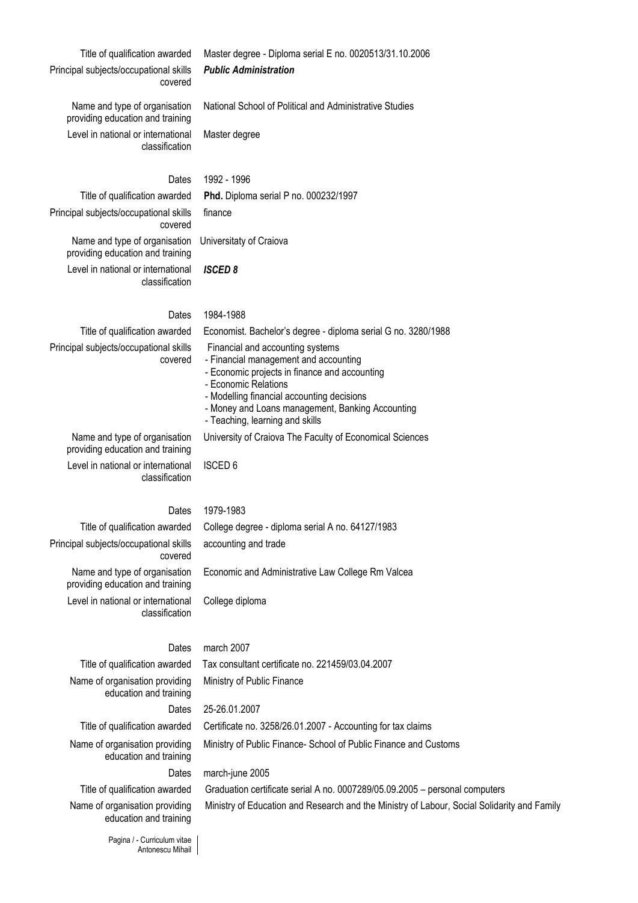| | |
|---|---|
| Title of qualification awarded | Master degree - Diploma serial E no. 0020513/31.10.2006 |
| Principal subjects/occupational skills covered | ***Public Administration*** |
| Name and type of organisation providing education and training | National School of Political and Administrative Studies |
| Level in national or international classification | Master degree |
| | |
| Dates | 1992 - 1996 |
| Title of qualification awarded | **Phd.** Diploma serial P no. 000232/1997 |
| Principal subjects/occupational skills covered | finance |
| Name and type of organisation providing education and training | Universitaty of Craiova |
| Level in national or international classification | ***ISCED 8*** |
| | |
| Dates | 1984-1988 |
| Title of qualification awarded | Economist. Bachelor's degree - diploma serial G no. 3280/1988 |
| Principal subjects/occupational skills covered | Financial and accounting systems<br>- Financial management and accounting<br>- Economic projects in finance and accounting<br>- Economic Relations<br>- Modelling financial accounting decisions<br>- Money and Loans management, Banking Accounting<br>- Teaching, learning and skills |
| Name and type of organisation providing education and training | University of Craiova The Faculty of Economical Sciences |
| Level in national or international classification | ISCED 6 |
| | |
| Dates | 1979-1983 |
| Title of qualification awarded | College degree - diploma serial A no. 64127/1983 |
| Principal subjects/occupational skills covered | accounting and trade |
| Name and type of organisation providing education and training | Economic and Administrative Law College Rm Valcea |
| Level in national or international classification | College diploma |
| | |
| Dates | march 2007 |
| Title of qualification awarded | Tax consultant certificate no. 221459/03.04.2007 |
| Name of organisation providing education and training | Ministry of Public Finance |
| Dates | 25-26.01.2007 |
| Title of qualification awarded | Certificate no. 3258/26.01.2007 - Accounting for tax claims |
| Name of organisation providing education and training | Ministry of Public Finance- School of Public Finance and Customs |
| Dates | march-june 2005 |
| Title of qualification awarded | Graduation certificate serial A no. 0007289/05.09.2005 – personal computers |
| Name of organisation providing education and training | Ministry of Education and Research and the Ministry of Labour, Social Solidarity and Family |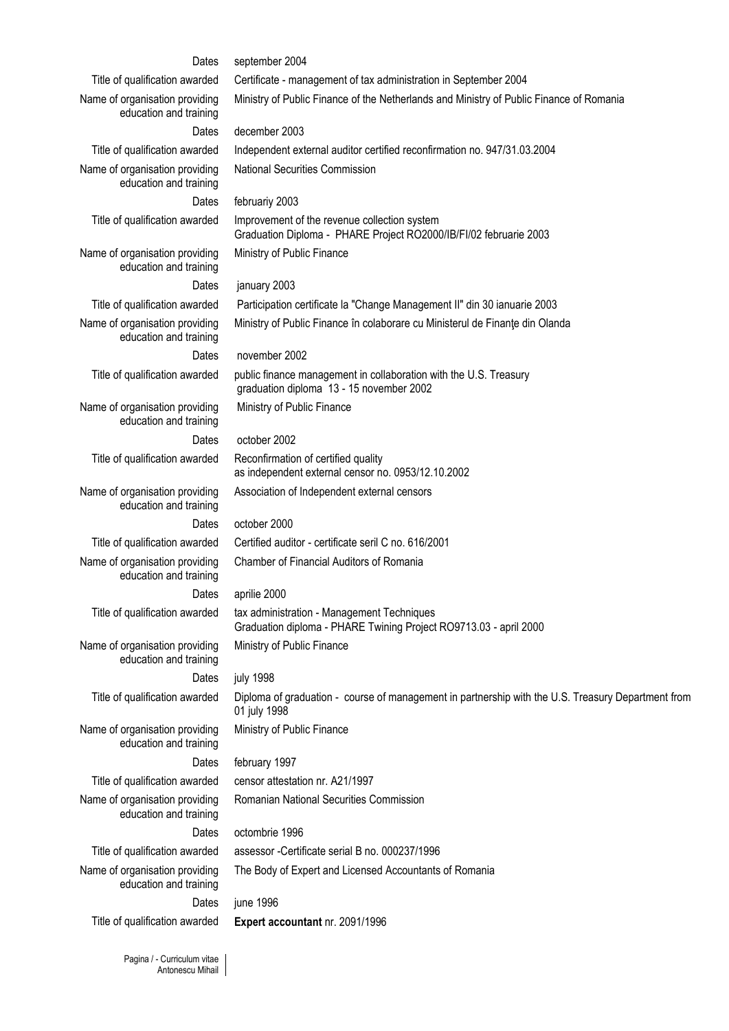| | |
|---|---|
| Dates | september 2004 |
| Title of qualification awarded | Certificate - management of tax administration in September 2004 |
| Name of organisation providing education and training | Ministry of Public Finance of the Netherlands and Ministry of Public Finance of Romania |
| Dates | december 2003 |
| Title of qualification awarded | Independent external auditor certified reconfirmation no. 947/31.03.2004 |
| Name of organisation providing education and training | National Securities Commission |
| Dates | februariy 2003 |
| Title of qualification awarded | Improvement of the revenue collection system<br>Graduation Diploma - PHARE Project RO2000/IB/FI/02 februarie 2003 |
| Name of organisation providing education and training | Ministry of Public Finance |
| Dates | january 2003 |
| Title of qualification awarded | Participation certificate la "Change Management II" din 30 ianuarie 2003 |
| Name of organisation providing education and training | Ministry of Public Finance în colaborare cu Ministerul de Finanțe din Olanda |
| Dates | november 2002 |
| Title of qualification awarded | public finance management in collaboration with the U.S. Treasury<br>graduation diploma 13 - 15 november 2002 |
| Name of organisation providing education and training | Ministry of Public Finance |
| Dates | october 2002 |
| Title of qualification awarded | Reconfirmation of certified quality<br>as independent external censor no. 0953/12.10.2002 |
| Name of organisation providing education and training | Association of Independent external censors |
| Dates | october 2000 |
| Title of qualification awarded | Certified auditor - certificate seril C no. 616/2001 |
| Name of organisation providing education and training | Chamber of Financial Auditors of Romania |
| Dates | aprilie 2000 |
| Title of qualification awarded | tax administration - Management Techniques<br>Graduation diploma - PHARE Twining Project RO9713.03 - april 2000 |
| Name of organisation providing education and training | Ministry of Public Finance |
| Dates | july 1998 |
| Title of qualification awarded | Diploma of graduation - course of management in partnership with the U.S. Treasury Department from 01 july 1998 |
| Name of organisation providing education and training | Ministry of Public Finance |
| Dates | february 1997 |
| Title of qualification awarded | censor attestation nr. A21/1997 |
| Name of organisation providing education and training | Romanian National Securities Commission |
| Dates | octombrie 1996 |
| Title of qualification awarded | assessor -Certificate serial B no. 000237/1996 |
| Name of organisation providing education and training | The Body of Expert and Licensed Accountants of Romania |
| Dates | june 1996 |
| Title of qualification awarded | **Expert accountant** nr. 2091/1996 |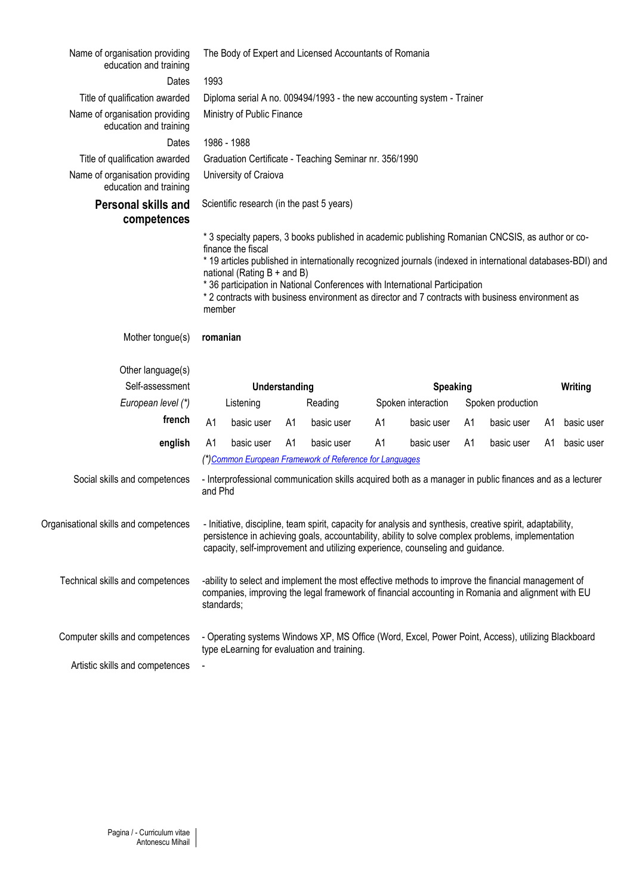| | |
|---|---|
| Name of organisation providing education and training | The Body of Expert and Licensed Accountants of Romania |
| Dates | 1993 |
| Title of qualification awarded | Diploma serial A no. 009494/1993 - the new accounting system - Trainer |
| Name of organisation providing education and training | Ministry of Public Finance |
| Dates | 1986 - 1988 |
| Title of qualification awarded | Graduation Certificate - Teaching Seminar nr. 356/1990 |
| Name of organisation providing education and training | University of Craiova |

## Personal skills and competences

Scientific research (in the past 5 years)

* 3 specialty papers, 3 books published in academic publishing Romanian CNCSIS, as author or co-finance the fiscal
* 19 articles published in internationally recognized journals (indexed in international databases-BDI) and national (Rating B + and B)
* 36 participation in National Conferences with International Participation
* 2 contracts with business environment as director and 7 contracts with business environment as member

Mother tongue(s): **romanian**

Other language(s)

| Self-assessment | Understanding | | | | Speaking | | | | Writing | |
|---|---|---|---|---|---|---|---|---|---|---|
| *European level (*)* | Listening | | Reading | | Spoken interaction | | Spoken production | | | |
| **french** | A1 | basic user | A1 | basic user | A1 | basic user | A1 | basic user | A1 | basic user |
| **english** | A1 | basic user | A1 | basic user | A1 | basic user | A1 | basic user | A1 | basic user |

*(*)Common European Framework of Reference for Languages*

| | |
|---|---|
| Social skills and competences | - Interprofessional communication skills acquired both as a manager in public finances and as a lecturer and Phd |
| Organisational skills and competences | - Initiative, discipline, team spirit, capacity for analysis and synthesis, creative spirit, adaptability, persistence in achieving goals, accountability, ability to solve complex problems, implementation capacity, self-improvement and utilizing experience, counseling and guidance. |
| Technical skills and competences | -ability to select and implement the most effective methods to improve the financial management of companies, improving the legal framework of financial accounting in Romania and alignment with EU standards; |
| Computer skills and competences | - Operating systems Windows XP, MS Office (Word, Excel, Power Point, Access), utilizing Blackboard type eLearning for evaluation and training. |
| Artistic skills and competences | - |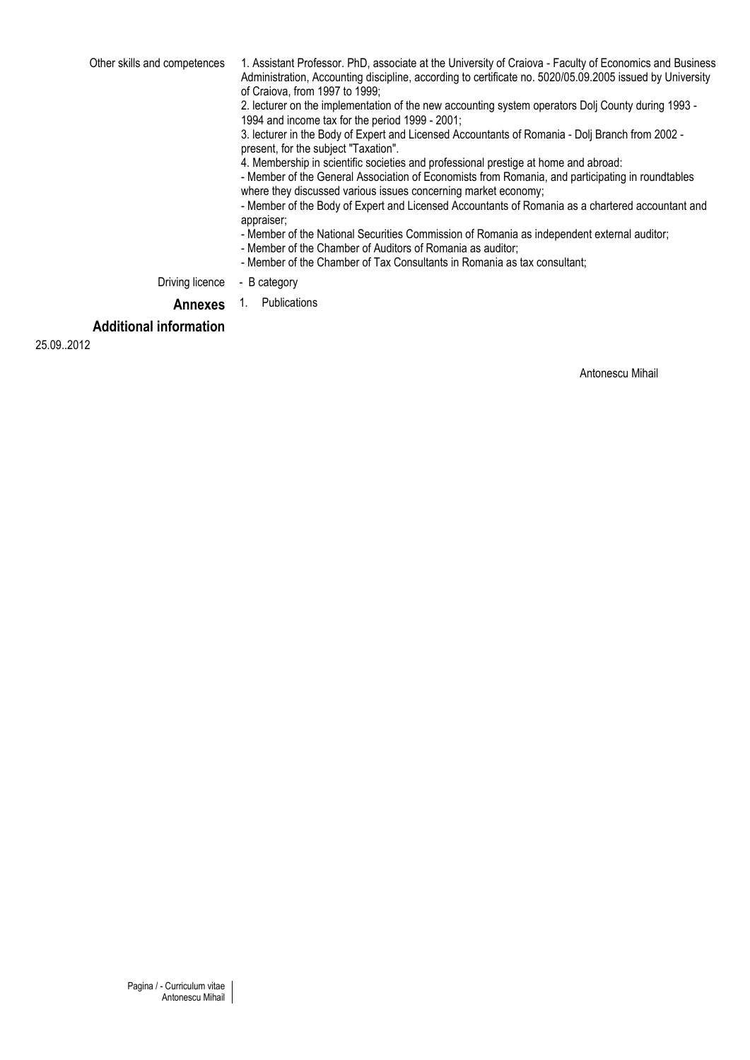**Other skills and competences**

1. Assistant Professor. PhD, associate at the University of Craiova - Faculty of Economics and Business Administration, Accounting discipline, according to certificate no. 5020/05.09.2005 issued by University of Craiova, from 1997 to 1999;
2. lecturer on the implementation of the new accounting system operators Dolj County during 1993 - 1994 and income tax for the period 1999 - 2001;
3. lecturer in the Body of Expert and Licensed Accountants of Romania - Dolj Branch from 2002 - present, for the subject "Taxation".
4. Membership in scientific societies and professional prestige at home and abroad:
   - Member of the General Association of Economists from Romania, and participating in roundtables where they discussed various issues concerning market economy;
   - Member of the Body of Expert and Licensed Accountants of Romania as a chartered accountant and appraiser;
   - Member of the National Securities Commission of Romania as independent external auditor;
   - Member of the Chamber of Auditors of Romania as auditor;
   - Member of the Chamber of Tax Consultants in Romania as tax consultant;

**Driving licence** - B category

## Annexes

1. Publications

## Additional information

25.09..2012

Antonescu Mihail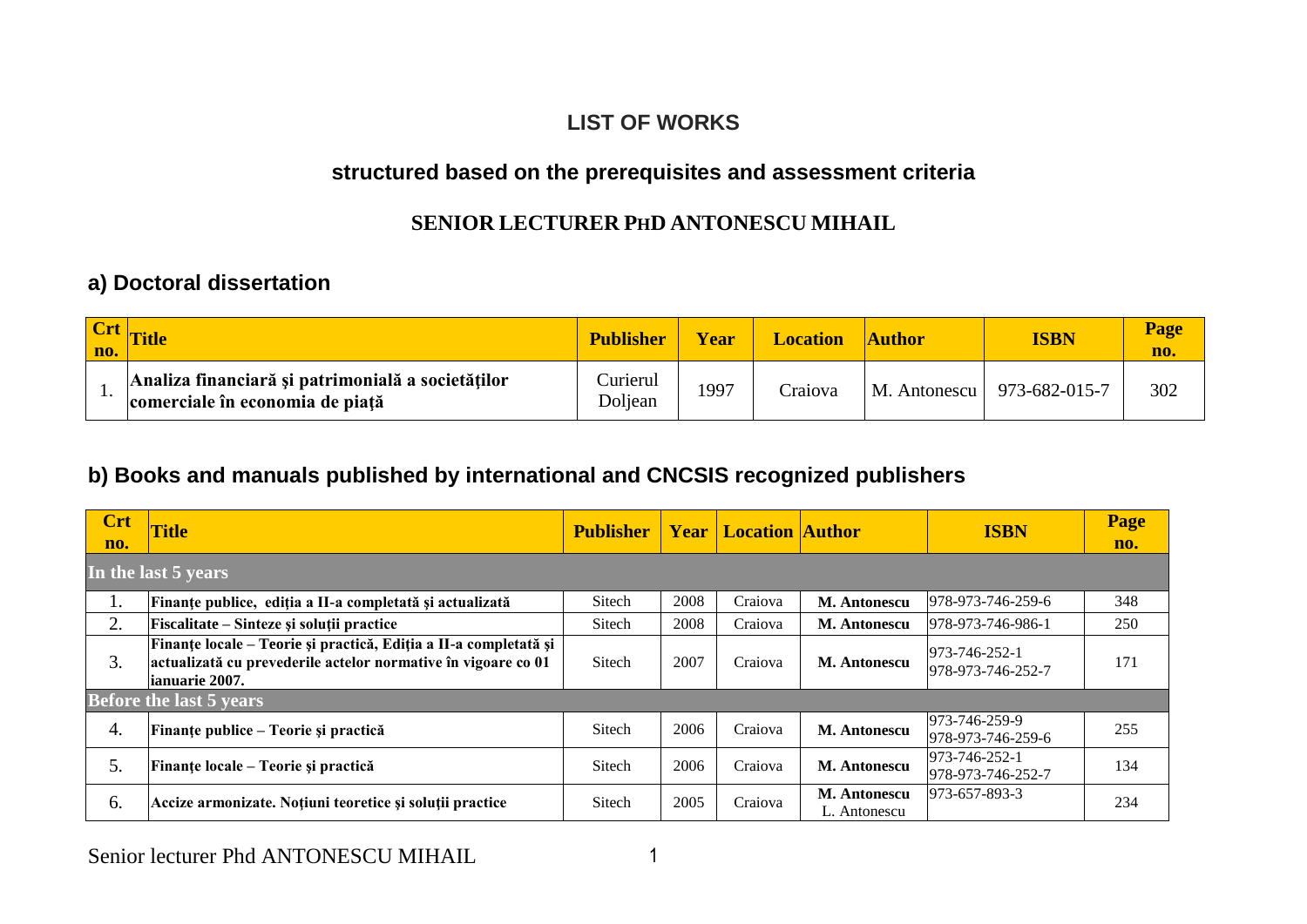# LIST OF WORKS

## structured based on the prerequisites and assessment criteria

### SENIOR LECTURER PHD ANTONESCU MIHAIL

## a) Doctoral dissertation

| Crt no. | Title | Publisher | Year | Location | Author | ISBN | Page no. |
|---|---|---|---|---|---|---|---|
| 1. | **Analiza financiară şi patrimonială a societăţilor comerciale în economia de piaţă** | Curierul Doljean | 1997 | Craiova | M. Antonescu | 973-682-015-7 | 302 |

## b) Books and manuals published by international and CNCSIS recognized publishers

| Crt no. | Title | Publisher | Year | Location | Author | ISBN | Page no. |
|---|---|---|---|---|---|---|---|
| **In the last 5 years** | | | | | | | |
| 1. | **Finanţe publice, ediţia a II-a completată şi actualizată** | Sitech | 2008 | Craiova | **M. Antonescu** | 978-973-746-259-6 | 348 |
| 2. | **Fiscalitate – Sinteze şi soluţii practice** | Sitech | 2008 | Craiova | **M. Antonescu** | 978-973-746-986-1 | 250 |
| 3. | **Finanţe locale – Teorie şi practică, Ediţia a II-a completată şi actualizată cu prevederile actelor normative în vigoare co 01 ianuarie 2007.** | Sitech | 2007 | Craiova | **M. Antonescu** | 973-746-252-1<br>978-973-746-252-7 | 171 |
| **Before the last 5 years** | | | | | | | |
| 4. | **Finanţe publice – Teorie şi practică** | Sitech | 2006 | Craiova | **M. Antonescu** | 973-746-259-9<br>978-973-746-259-6 | 255 |
| 5. | **Finanţe locale – Teorie şi practică** | Sitech | 2006 | Craiova | **M. Antonescu** | 973-746-252-1<br>978-973-746-252-7 | 134 |
| 6. | **Accize armonizate. Noţiuni teoretice şi soluţii practice** | Sitech | 2005 | Craiova | **M. Antonescu**<br>L. Antonescu | 973-657-893-3 | 234 |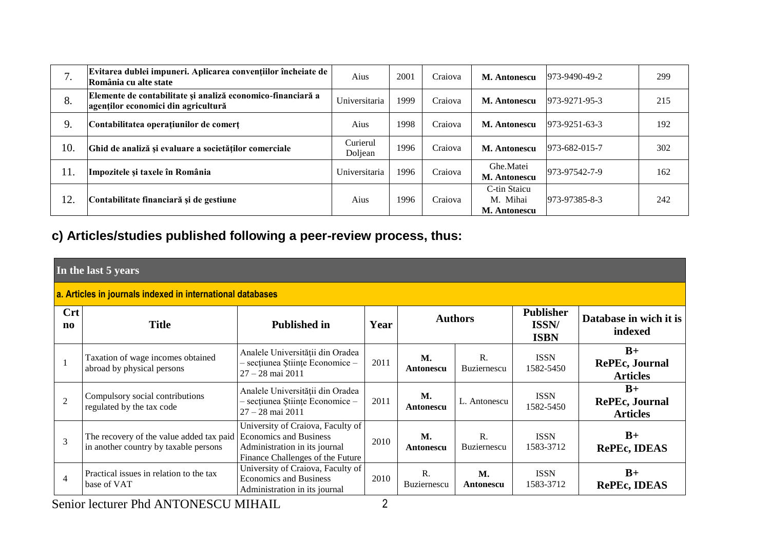| | | | | | | | |
|---|---|---|---|---|---|---|---|
| 7. | **Evitarea dublei impuneri. Aplicarea convențiilor încheiate de România cu alte state** | Aius | 2001 | Craiova | **M. Antonescu** | 973-9490-49-2 | 299 |
| 8. | **Elemente de contabilitate și analiză economico-financiară a agenților economici din agricultură** | Universitaria | 1999 | Craiova | **M. Antonescu** | 973-9271-95-3 | 215 |
| 9. | **Contabilitatea operațiunilor de comerț** | Aius | 1998 | Craiova | **M. Antonescu** | 973-9251-63-3 | 192 |
| 10. | **Ghid de analiză și evaluare a societăților comerciale** | Curierul Doljean | 1996 | Craiova | **M. Antonescu** | 973-682-015-7 | 302 |
| 11. | **Impozitele și taxele în România** | Universitaria | 1996 | Craiova | Ghe.Matei **M. Antonescu** | 973-97542-7-9 | 162 |
| 12. | **Contabilitate financiară și de gestiune** | Aius | 1996 | Craiova | C-tin Staicu M. Mihai **M. Antonescu** | 973-97385-8-3 | 242 |

## c) Articles/studies published following a peer-review process, thus:

**In the last 5 years**

**a. Articles in journals indexed in international databases**

| Crt no | Title | Published in | Year | Authors | | Publisher ISSN/ ISBN | Database in wich it is indexed |
|---|---|---|---|---|---|---|---|
| 1 | Taxation of wage incomes obtained abroad by physical persons | Analele Universității din Oradea – secțiunea Științe Economice – 27 – 28 mai 2011 | 2011 | **M. Antonescu** | R. Buziernescu | ISSN 1582-5450 | **B+ RePEc, Journal Articles** |
| 2 | Compulsory social contributions regulated by the tax code | Analele Universității din Oradea – secțiunea Științe Economice – 27 – 28 mai 2011 | 2011 | **M. Antonescu** | L. Antonescu | ISSN 1582-5450 | **B+ RePEc, Journal Articles** |
| 3 | The recovery of the value added tax paid in another country by taxable persons | University of Craiova, Faculty of Economics and Business Administration in its journal Finance Challenges of the Future | 2010 | **M. Antonescu** | R. Buziernescu | ISSN 1583-3712 | **B+ RePEc, IDEAS** |
| 4 | Practical issues in relation to the tax base of VAT | University of Craiova, Faculty of Economics and Business Administration in its journal | 2010 | R. Buziernescu | **M. Antonescu** | ISSN 1583-3712 | **B+ RePEc, IDEAS** |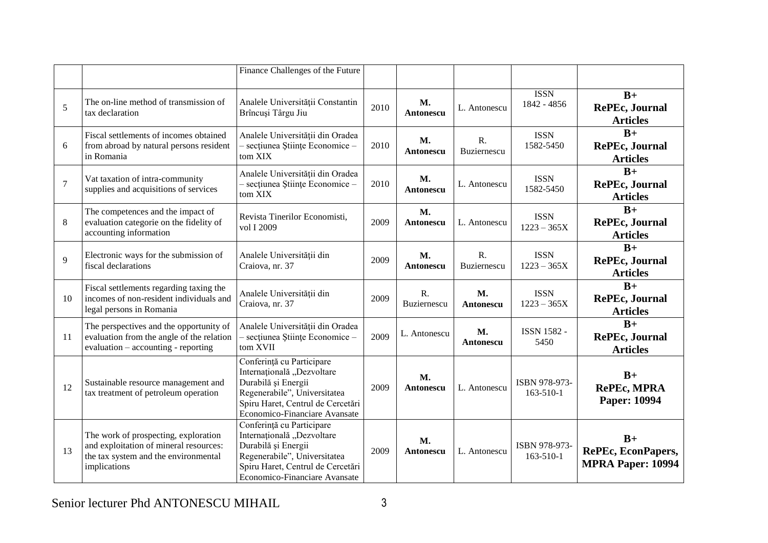| | | Finance Challenges of the Future | | | | | |
|---|---|---|---|---|---|---|---|
| 5 | The on-line method of transmission of tax declaration | Analele Universității Constantin Brîncuși Târgu Jiu | 2010 | **M. Antonescu** | L. Antonescu | ISSN 1842 - 4856 | **B+ RePEc, Journal Articles** |
| 6 | Fiscal settlements of incomes obtained from abroad by natural persons resident in Romania | Analele Universității din Oradea – secțiunea Științe Economice – tom XIX | 2010 | **M. Antonescu** | R. Buziernescu | ISSN 1582-5450 | **B+ RePEc, Journal Articles** |
| 7 | Vat taxation of intra-community supplies and acquisitions of services | Analele Universității din Oradea – secțiunea Științe Economice – tom XIX | 2010 | **M. Antonescu** | L. Antonescu | ISSN 1582-5450 | **B+ RePEc, Journal Articles** |
| 8 | The competences and the impact of evaluation categorie on the fidelity of accounting information | Revista Tinerilor Economisti, vol I 2009 | 2009 | **M. Antonescu** | L. Antonescu | ISSN 1223 – 365X | **B+ RePEc, Journal Articles** |
| 9 | Electronic ways for the submission of fiscal declarations | Analele Universității din Craiova, nr. 37 | 2009 | **M. Antonescu** | R. Buziernescu | ISSN 1223 – 365X | **B+ RePEc, Journal Articles** |
| 10 | Fiscal settlements regarding taxing the incomes of non-resident individuals and legal persons in Romania | Analele Universității din Craiova, nr. 37 | 2009 | R. Buziernescu | **M. Antonescu** | ISSN 1223 – 365X | **B+ RePEc, Journal Articles** |
| 11 | The perspectives and the opportunity of evaluation from the angle of the relation evaluation – accounting - reporting | Analele Universității din Oradea – secțiunea Științe Economice – tom XVII | 2009 | L. Antonescu | **M. Antonescu** | ISSN 1582 - 5450 | **B+ RePEc, Journal Articles** |
| 12 | Sustainable resource management and tax treatment of petroleum operation | Conferință cu Participare Internațională „Dezvoltare Durabilă și Energii Regenerabile", Universitatea Spiru Haret, Centrul de Cercetări Economico-Financiare Avansate | 2009 | **M. Antonescu** | L. Antonescu | ISBN 978-973-163-510-1 | **B+ RePEc, MPRA Paper: 10994** |
| 13 | The work of prospecting, exploration and exploitation of mineral resources: the tax system and the environmental implications | Conferință cu Participare Internațională „Dezvoltare Durabilă și Energii Regenerabile", Universitatea Spiru Haret, Centrul de Cercetări Economico-Financiare Avansate | 2009 | **M. Antonescu** | L. Antonescu | ISBN 978-973-163-510-1 | **B+ RePEc, EconPapers, MPRA Paper: 10994** |

Senior lecturer Phd ANTONESCU MIHAIL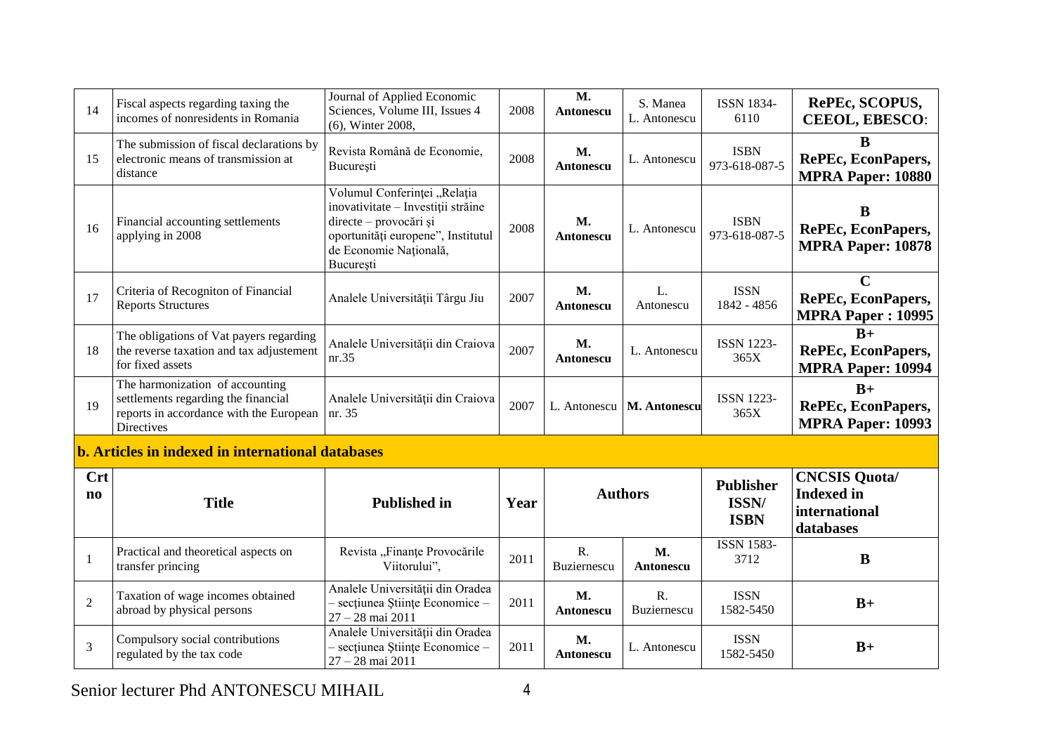| 14 | Fiscal aspects regarding taxing the incomes of nonresidents in Romania | Journal of Applied Economic Sciences, Volume III, Issues 4 (6), Winter 2008, | 2008 | **M. Antonescu** | S. Manea L. Antonescu | ISSN 1834-6110 | **RePEc, SCOPUS, CEEOL, EBESCO**: |
|---|---|---|---|---|---|---|---|
| 15 | The submission of fiscal declarations by electronic means of transmission at distance | Revista Română de Economie, București | 2008 | **M. Antonescu** | L. Antonescu | ISBN 973-618-087-5 | **B RePEc, EconPapers, MPRA Paper: 10880** |
| 16 | Financial accounting settlements applying in 2008 | Volumul Conferinței „Relația inovativitate – Investiții străine directe – provocări și oportunități europene", Institutul de Economie Națională, București | 2008 | **M. Antonescu** | L. Antonescu | ISBN 973-618-087-5 | **B RePEc, EconPapers, MPRA Paper: 10878** |
| 17 | Criteria of Recogniton of Financial Reports Structures | Analele Universității Târgu Jiu | 2007 | **M. Antonescu** | L. Antonescu | ISSN 1842 - 4856 | **C RePEc, EconPapers, MPRA Paper : 10995** |
| 18 | The obligations of Vat payers regarding the reverse taxation and tax adjustement for fixed assets | Analele Universității din Craiova nr.35 | 2007 | **M. Antonescu** | L. Antonescu | ISSN 1223-365X | **B+ RePEc, EconPapers, MPRA Paper: 10994** |
| 19 | The harmonization of accounting settlements regarding the financial reports in accordance with the European Directives | Analele Universității din Craiova nr. 35 | 2007 | L. Antonescu | **M. Antonescu** | ISSN 1223-365X | **B+ RePEc, EconPapers, MPRA Paper: 10993** |

## b. Articles in indexed in international databases

| Crt no | Title | Published in | Year | Authors | | Publisher ISSN/ ISBN | CNCSIS Quota/ Indexed in international databases |
|---|---|---|---|---|---|---|---|
| 1 | Practical and theoretical aspects on transfer princing | Revista „Finanțe Provocările Viitorului", | 2011 | R. Buziernescu | **M. Antonescu** | ISSN 1583-3712 | **B** |
| 2 | Taxation of wage incomes obtained abroad by physical persons | Analele Universității din Oradea – secțiunea Științe Economice – 27 – 28 mai 2011 | 2011 | **M. Antonescu** | R. Buziernescu | ISSN 1582-5450 | **B+** |
| 3 | Compulsory social contributions regulated by the tax code | Analele Universității din Oradea – secțiunea Științe Economice – 27 – 28 mai 2011 | 2011 | **M. Antonescu** | L. Antonescu | ISSN 1582-5450 | **B+** |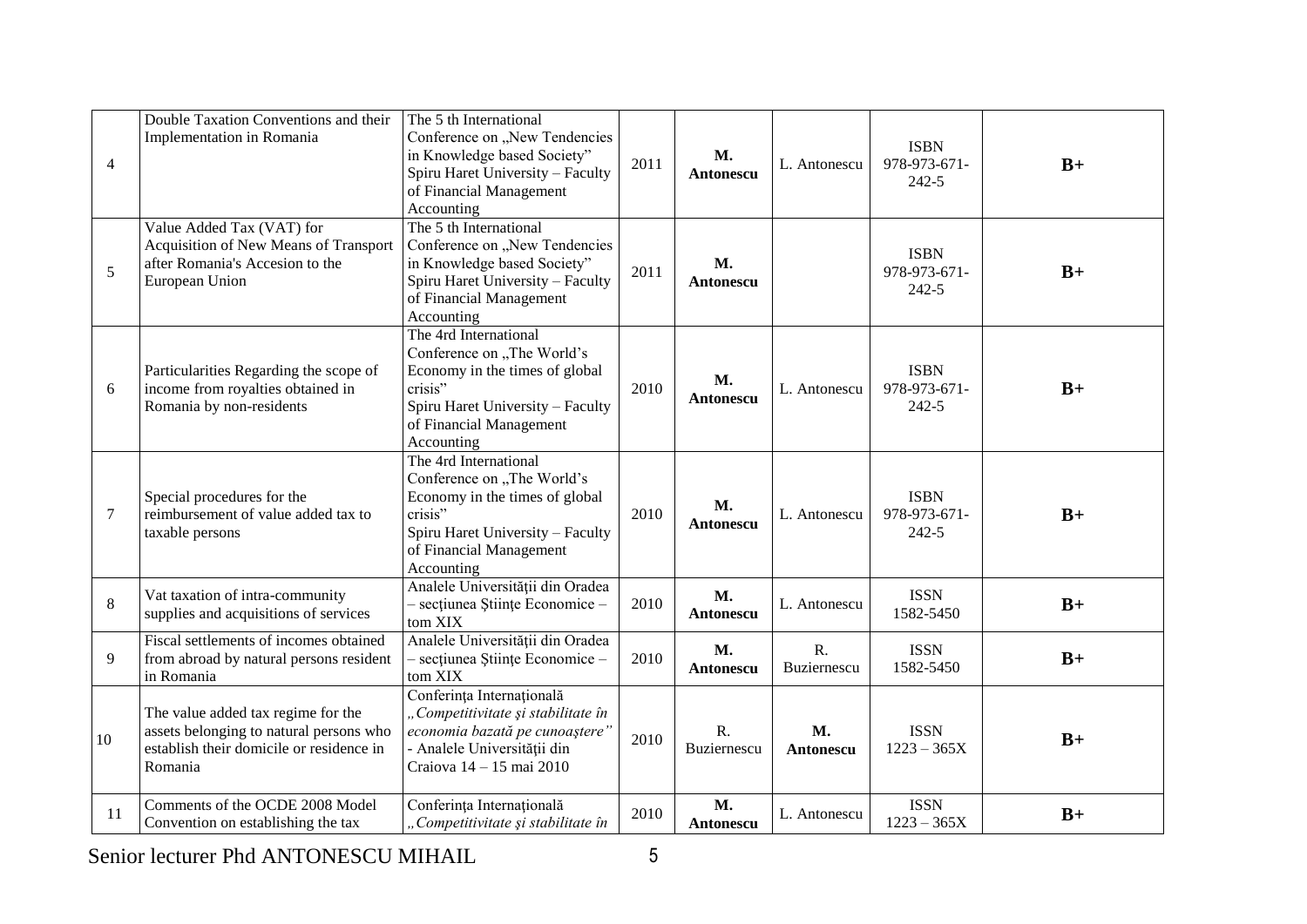| 4 | Double Taxation Conventions and their Implementation in Romania | The 5 th International Conference on „New Tendencies in Knowledge based Society" Spiru Haret University – Faculty of Financial Management Accounting | 2011 | **M. Antonescu** | L. Antonescu | ISBN 978-973-671-242-5 | **B+** |
|---|---|---|---|---|---|---|---|
| 5 | Value Added Tax (VAT) for Acquisition of New Means of Transport after Romania's Accesion to the European Union | The 5 th International Conference on „New Tendencies in Knowledge based Society" Spiru Haret University – Faculty of Financial Management Accounting | 2011 | **M. Antonescu** | | ISBN 978-973-671-242-5 | **B+** |
| 6 | Particularities Regarding the scope of income from royalties obtained in Romania by non-residents | The 4rd International Conference on „The World's Economy in the times of global crisis" Spiru Haret University – Faculty of Financial Management Accounting | 2010 | **M. Antonescu** | L. Antonescu | ISBN 978-973-671-242-5 | **B+** |
| 7 | Special procedures for the reimbursement of value added tax to taxable persons | The 4rd International Conference on „The World's Economy in the times of global crisis" Spiru Haret University – Faculty of Financial Management Accounting | 2010 | **M. Antonescu** | L. Antonescu | ISBN 978-973-671-242-5 | **B+** |
| 8 | Vat taxation of intra-community supplies and acquisitions of services | Analele Universităţii din Oradea – secţiunea Ştiinţe Economice – tom XIX | 2010 | **M. Antonescu** | L. Antonescu | ISSN 1582-5450 | **B+** |
| 9 | Fiscal settlements of incomes obtained from abroad by natural persons resident in Romania | Analele Universităţii din Oradea – secţiunea Ştiinţe Economice – tom XIX | 2010 | **M. Antonescu** | R. Buziernescu | ISSN 1582-5450 | **B+** |
| 10 | The value added tax regime for the assets belonging to natural persons who establish their domicile or residence in Romania | Conferinţa Internaţională *„Competitivitate şi stabilitate în economia bazată pe cunoaştere"* - Analele Universităţii din Craiova 14 – 15 mai 2010 | 2010 | R. Buziernescu | **M. Antonescu** | ISSN 1223 – 365X | **B+** |
| 11 | Comments of the OCDE 2008 Model Convention on establishing the tax | Conferinţa Internaţională *„Competitivitate şi stabilitate în* | 2010 | **M. Antonescu** | L. Antonescu | ISSN 1223 – 365X | **B+** |

Senior lecturer Phd ANTONESCU MIHAIL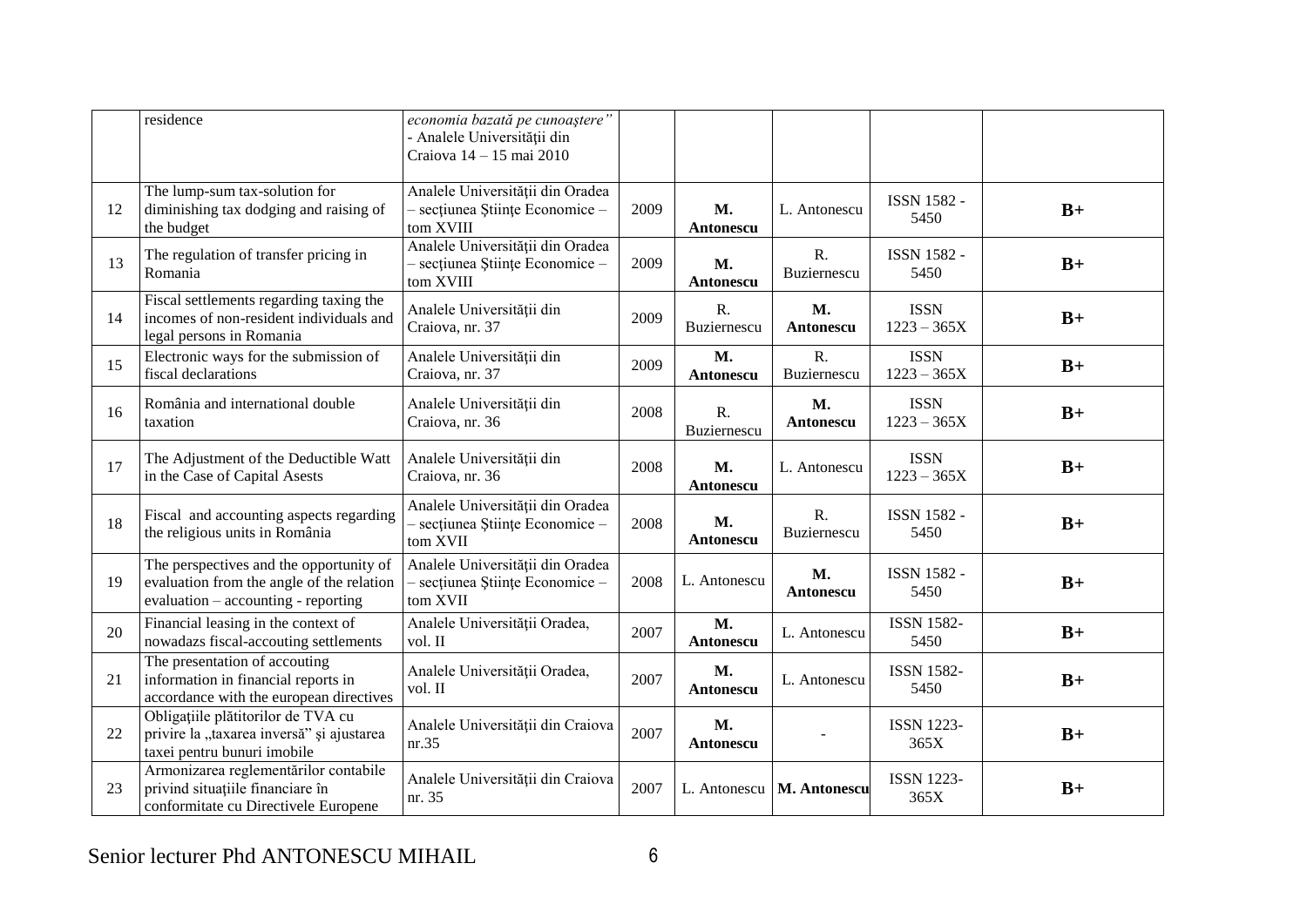| | | | | | | | |
|---|---|---|---|---|---|---|---|
| | residence | *economia bazată pe cunoaştere"* - Analele Universităţii din Craiova 14 – 15 mai 2010 | | | | | |
| 12 | The lump-sum tax-solution for diminishing tax dodging and raising of the budget | Analele Universităţii din Oradea – secţiunea Ştiinţe Economice – tom XVIII | 2009 | **M. Antonescu** | L. Antonescu | ISSN 1582 - 5450 | **B+** |
| 13 | The regulation of transfer pricing in Romania | Analele Universităţii din Oradea – secţiunea Ştiinţe Economice – tom XVIII | 2009 | **M. Antonescu** | R. Buziernescu | ISSN 1582 - 5450 | **B+** |
| 14 | Fiscal settlements regarding taxing the incomes of non-resident individuals and legal persons in Romania | Analele Universităţii din Craiova, nr. 37 | 2009 | R. Buziernescu | **M. Antonescu** | ISSN 1223 – 365X | **B+** |
| 15 | Electronic ways for the submission of fiscal declarations | Analele Universităţii din Craiova, nr. 37 | 2009 | **M. Antonescu** | R. Buziernescu | ISSN 1223 – 365X | **B+** |
| 16 | România and international double taxation | Analele Universităţii din Craiova, nr. 36 | 2008 | R. Buziernescu | **M. Antonescu** | ISSN 1223 – 365X | **B+** |
| 17 | The Adjustment of the Deductible Watt in the Case of Capital Asests | Analele Universităţii din Craiova, nr. 36 | 2008 | **M. Antonescu** | L. Antonescu | ISSN 1223 – 365X | **B+** |
| 18 | Fiscal and accounting aspects regarding the religious units in România | Analele Universităţii din Oradea – secţiunea Ştiinţe Economice – tom XVII | 2008 | **M. Antonescu** | R. Buziernescu | ISSN 1582 - 5450 | **B+** |
| 19 | The perspectives and the opportunity of evaluation from the angle of the relation evaluation – accounting - reporting | Analele Universităţii din Oradea – secţiunea Ştiinţe Economice – tom XVII | 2008 | L. Antonescu | **M. Antonescu** | ISSN 1582 - 5450 | **B+** |
| 20 | Financial leasing in the context of nowadazs fiscal-accouting settlements | Analele Universităţii Oradea, vol. II | 2007 | **M. Antonescu** | L. Antonescu | ISSN 1582- 5450 | **B+** |
| 21 | The presentation of accouting information in financial reports in accordance with the european directives | Analele Universităţii Oradea, vol. II | 2007 | **M. Antonescu** | L. Antonescu | ISSN 1582- 5450 | **B+** |
| 22 | Obligaţiile plătitorilor de TVA cu privire la „taxarea inversă" şi ajustarea taxei pentru bunuri imobile | Analele Universităţii din Craiova nr.35 | 2007 | **M. Antonescu** | - | ISSN 1223- 365X | **B+** |
| 23 | Armonizarea reglementărilor contabile privind situaţiile financiare în conformitate cu Directivele Europene | Analele Universităţii din Craiova nr. 35 | 2007 | L. Antonescu | **M. Antonescu** | ISSN 1223- 365X | **B+** |

Senior lecturer Phd ANTONESCU MIHAIL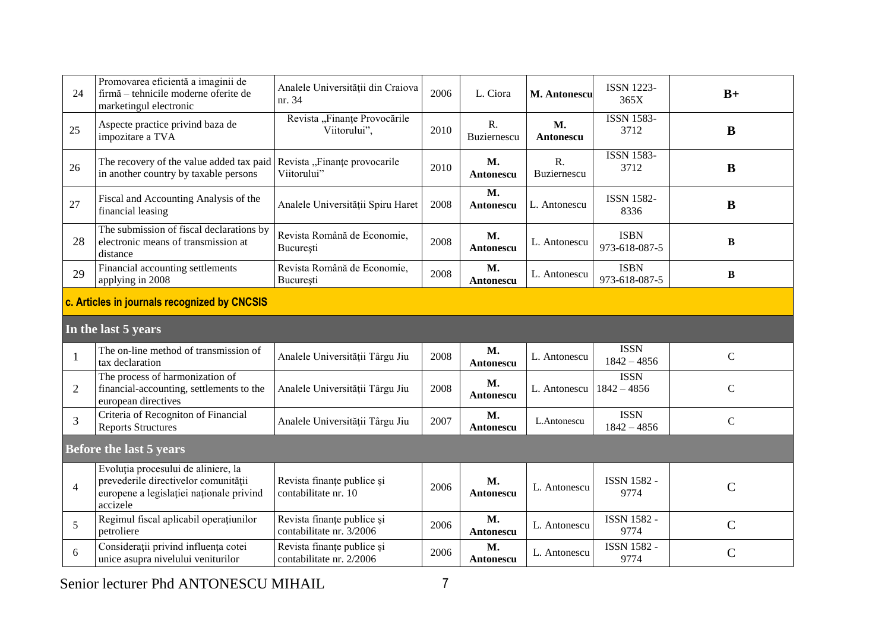| | | | | | | | |
|---|---|---|---|---|---|---|---|
| 24 | Promovarea eficientă a imaginii de firmă – tehnicile moderne oferite de marketingul electronic | Analele Universității din Craiova nr. 34 | 2006 | L. Ciora | **M. Antonescu** | ISSN 1223-365X | **B+** |
| 25 | Aspecte practice privind baza de impozitare a TVA | Revista „Finanțe Provocările Viitorului", | 2010 | R. Buziernescu | **M. Antonescu** | ISSN 1583-3712 | **B** |
| 26 | The recovery of the value added tax paid in another country by taxable persons | Revista „Finanțe provocarile Viitorului" | 2010 | **M. Antonescu** | R. Buziernescu | ISSN 1583-3712 | **B** |
| 27 | Fiscal and Accounting Analysis of the financial leasing | Analele Universității Spiru Haret | 2008 | **M. Antonescu** | L. Antonescu | ISSN 1582-8336 | **B** |
| 28 | The submission of fiscal declarations by electronic means of transmission at distance | Revista Română de Economie, București | 2008 | **M. Antonescu** | L. Antonescu | ISBN 973-618-087-5 | **B** |
| 29 | Financial accounting settlements applying in 2008 | Revista Română de Economie, București | 2008 | **M. Antonescu** | L. Antonescu | ISBN 973-618-087-5 | **B** |
| **c. Articles in journals recognized by CNCSIS** | | | | | | | |
| **In the last 5 years** | | | | | | | |
| 1 | The on-line method of transmission of tax declaration | Analele Universității Târgu Jiu | 2008 | **M. Antonescu** | L. Antonescu | ISSN 1842 – 4856 | C |
| 2 | The process of harmonization of financial-accounting, settlements to the european directives | Analele Universității Târgu Jiu | 2008 | **M. Antonescu** | L. Antonescu | ISSN 1842 – 4856 | C |
| 3 | Criteria of Recogniton of Financial Reports Structures | Analele Universității Târgu Jiu | 2007 | **M. Antonescu** | L.Antonescu | ISSN 1842 – 4856 | C |
| **Before the last 5 years** | | | | | | | |
| 4 | Evoluția procesului de aliniere, la prevederile directivelor comunității europene a legislației naționale privind accizele | Revista finanțe publice și contabilitate nr. 10 | 2006 | **M. Antonescu** | L. Antonescu | ISSN 1582 - 9774 | C |
| 5 | Regimul fiscal aplicabil operațiunilor petroliere | Revista finanțe publice și contabilitate nr. 3/2006 | 2006 | **M. Antonescu** | L. Antonescu | ISSN 1582 - 9774 | C |
| 6 | Considerații privind influența cotei unice asupra nivelului veniturilor | Revista finanțe publice și contabilitate nr. 2/2006 | 2006 | **M. Antonescu** | L. Antonescu | ISSN 1582 - 9774 | C |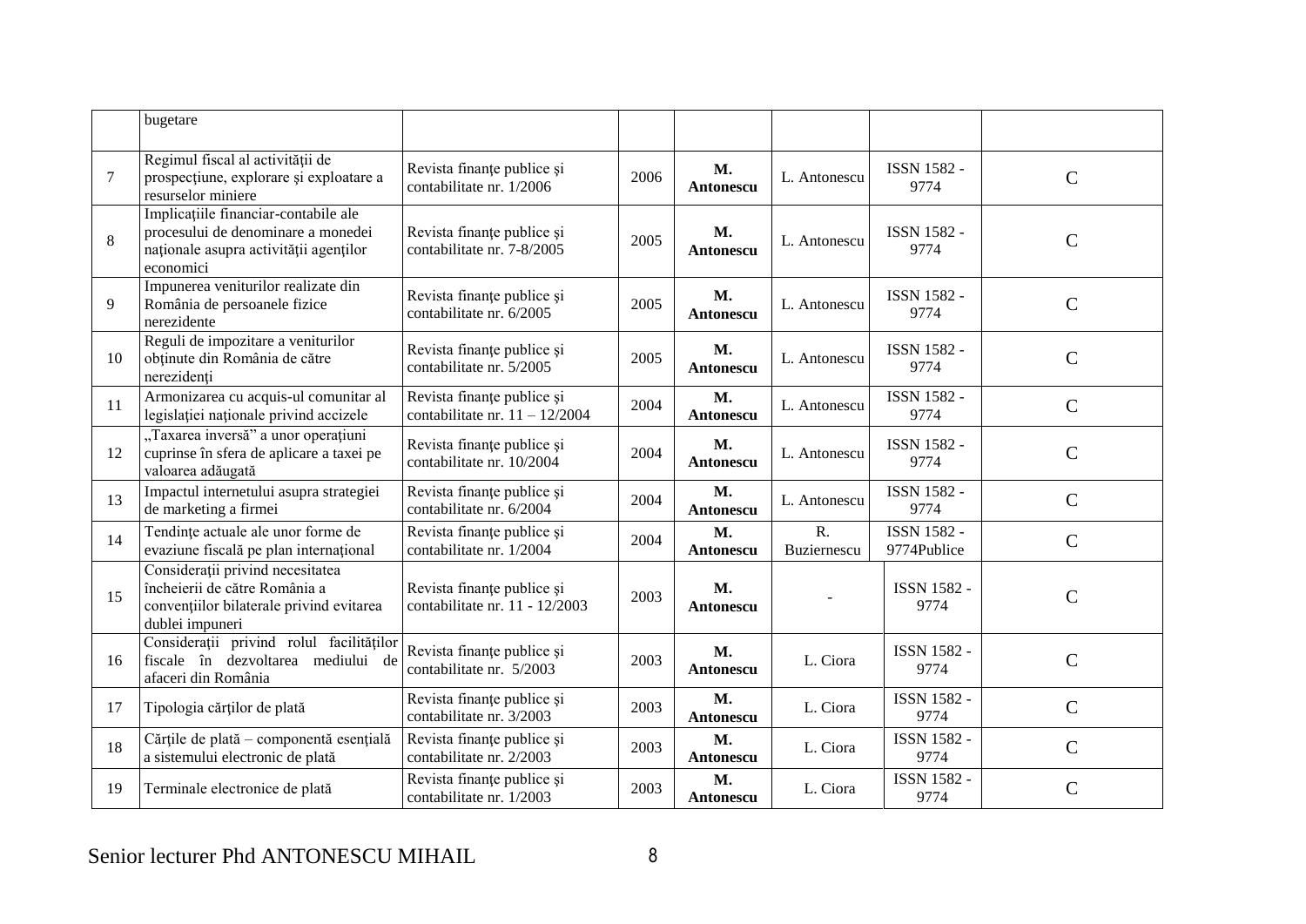|  | bugetare |  |  |  |  |  |  |
|---|---|---|---|---|---|---|---|
| 7 | Regimul fiscal al activităţii de prospecţiune, explorare şi exploatare a resurselor miniere | Revista finanţe publice şi contabilitate nr. 1/2006 | 2006 | **M. Antonescu** | L. Antonescu | ISSN 1582 - 9774 | C |
| 8 | Implicaţiile financiar-contabile ale procesului de denominare a monedei naţionale asupra activităţii agenţilor economici | Revista finanţe publice şi contabilitate nr. 7-8/2005 | 2005 | **M. Antonescu** | L. Antonescu | ISSN 1582 - 9774 | C |
| 9 | Impunerea veniturilor realizate din România de persoanele fizice nerezidente | Revista finanţe publice şi contabilitate nr. 6/2005 | 2005 | **M. Antonescu** | L. Antonescu | ISSN 1582 - 9774 | C |
| 10 | Reguli de impozitare a veniturilor obţinute din România de către nerezidenţi | Revista finanţe publice şi contabilitate nr. 5/2005 | 2005 | **M. Antonescu** | L. Antonescu | ISSN 1582 - 9774 | C |
| 11 | Armonizarea cu acquis-ul comunitar al legislaţiei naţionale privind accizele | Revista finanţe publice şi contabilitate nr. 11 – 12/2004 | 2004 | **M. Antonescu** | L. Antonescu | ISSN 1582 - 9774 | C |
| 12 | „Taxarea inversă" a unor operaţiuni cuprinse în sfera de aplicare a taxei pe valoarea adăugată | Revista finanţe publice şi contabilitate nr. 10/2004 | 2004 | **M. Antonescu** | L. Antonescu | ISSN 1582 - 9774 | C |
| 13 | Impactul internetului asupra strategiei de marketing a firmei | Revista finanţe publice şi contabilitate nr. 6/2004 | 2004 | **M. Antonescu** | L. Antonescu | ISSN 1582 - 9774 | C |
| 14 | Tendinţe actuale ale unor forme de evaziune fiscală pe plan internaţional | Revista finanţe publice şi contabilitate nr. 1/2004 | 2004 | **M. Antonescu** | R. Buziernescu | ISSN 1582 - 9774Publice | C |
| 15 | Consideraţii privind necesitatea încheierii de către România a convenţiilor bilaterale privind evitarea dublei impuneri | Revista finanţe publice şi contabilitate nr. 11 - 12/2003 | 2003 | **M. Antonescu** | - | ISSN 1582 - 9774 | C |
| 16 | Consideraţii privind rolul facilităţilor fiscale în dezvoltarea mediului de afaceri din România | Revista finanţe publice şi contabilitate nr. 5/2003 | 2003 | **M. Antonescu** | L. Ciora | ISSN 1582 - 9774 | C |
| 17 | Tipologia cărţilor de plată | Revista finanţe publice şi contabilitate nr. 3/2003 | 2003 | **M. Antonescu** | L. Ciora | ISSN 1582 - 9774 | C |
| 18 | Cărţile de plată – componentă esenţială a sistemului electronic de plată | Revista finanţe publice şi contabilitate nr. 2/2003 | 2003 | **M. Antonescu** | L. Ciora | ISSN 1582 - 9774 | C |
| 19 | Terminale electronice de plată | Revista finanţe publice şi contabilitate nr. 1/2003 | 2003 | **M. Antonescu** | L. Ciora | ISSN 1582 - 9774 | C |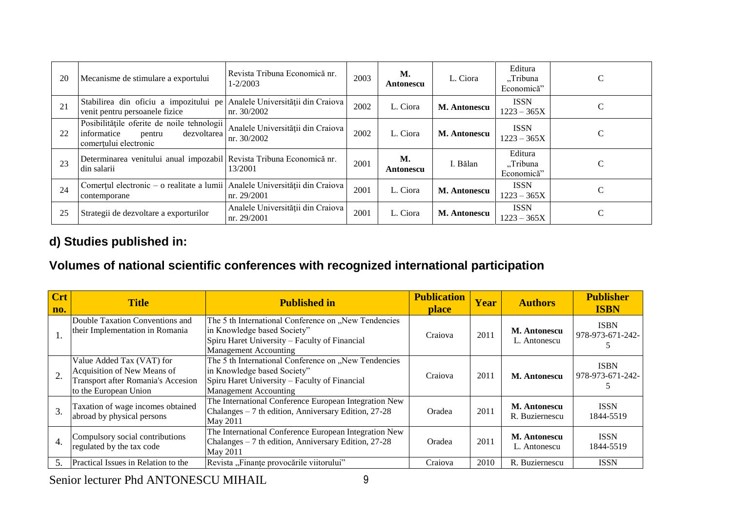| 20 | Mecanisme de stimulare a exportului | Revista Tribuna Economică nr. 1-2/2003 | 2003 | **M. Antonescu** | L. Ciora | Editura „Tribuna Economică" | C |
|---|---|---|---|---|---|---|---|
| 21 | Stabilirea din oficiu a impozitului pe venit pentru persoanele fizice | Analele Universității din Craiova nr. 30/2002 | 2002 | L. Ciora | **M. Antonescu** | ISSN 1223 – 365X | C |
| 22 | Posibilitățile oferite de noile tehnologii informatice pentru dezvoltarea comerțului electronic | Analele Universității din Craiova nr. 30/2002 | 2002 | L. Ciora | **M. Antonescu** | ISSN 1223 – 365X | C |
| 23 | Determinarea venitului anual impozabil din salarii | Revista Tribuna Economică nr. 13/2001 | 2001 | **M. Antonescu** | I. Bălan | Editura „Tribuna Economică" | C |
| 24 | Comerțul electronic – o realitate a lumii contemporane | Analele Universității din Craiova nr. 29/2001 | 2001 | L. Ciora | **M. Antonescu** | ISSN 1223 – 365X | C |
| 25 | Strategii de dezvoltare a exporturilor | Analele Universității din Craiova nr. 29/2001 | 2001 | L. Ciora | **M. Antonescu** | ISSN 1223 – 365X | C |

## d) Studies published in:

## Volumes of national scientific conferences with recognized international participation

| Crt no. | Title | Published in | Publication place | Year | Authors | Publisher ISBN |
|---|---|---|---|---|---|---|
| 1. | Double Taxation Conventions and their Implementation in Romania | The 5 th International Conference on „New Tendencies in Knowledge based Society" Spiru Haret University – Faculty of Financial Management Accounting | Craiova | 2011 | **M. Antonescu** L. Antonescu | ISBN 978-973-671-242-5 |
| 2. | Value Added Tax (VAT) for Acquisition of New Means of Transport after Romania's Accesion to the European Union | The 5 th International Conference on „New Tendencies in Knowledge based Society" Spiru Haret University – Faculty of Financial Management Accounting | Craiova | 2011 | **M. Antonescu** | ISBN 978-973-671-242-5 |
| 3. | Taxation of wage incomes obtained abroad by physical persons | The International Conference European Integration New Chalanges – 7 th edition, Anniversary Edition, 27-28 May 2011 | Oradea | 2011 | **M. Antonescu** R. Buziernescu | ISSN 1844-5519 |
| 4. | Compulsory social contributions regulated by the tax code | The International Conference European Integration New Chalanges – 7 th edition, Anniversary Edition, 27-28 May 2011 | Oradea | 2011 | **M. Antonescu** L. Antonescu | ISSN 1844-5519 |
| 5. | Practical Issues in Relation to the | Revista „Finanțe provocările viitorului" | Craiova | 2010 | R. Buziernescu | ISSN |

Senior lecturer Phd ANTONESCU MIHAIL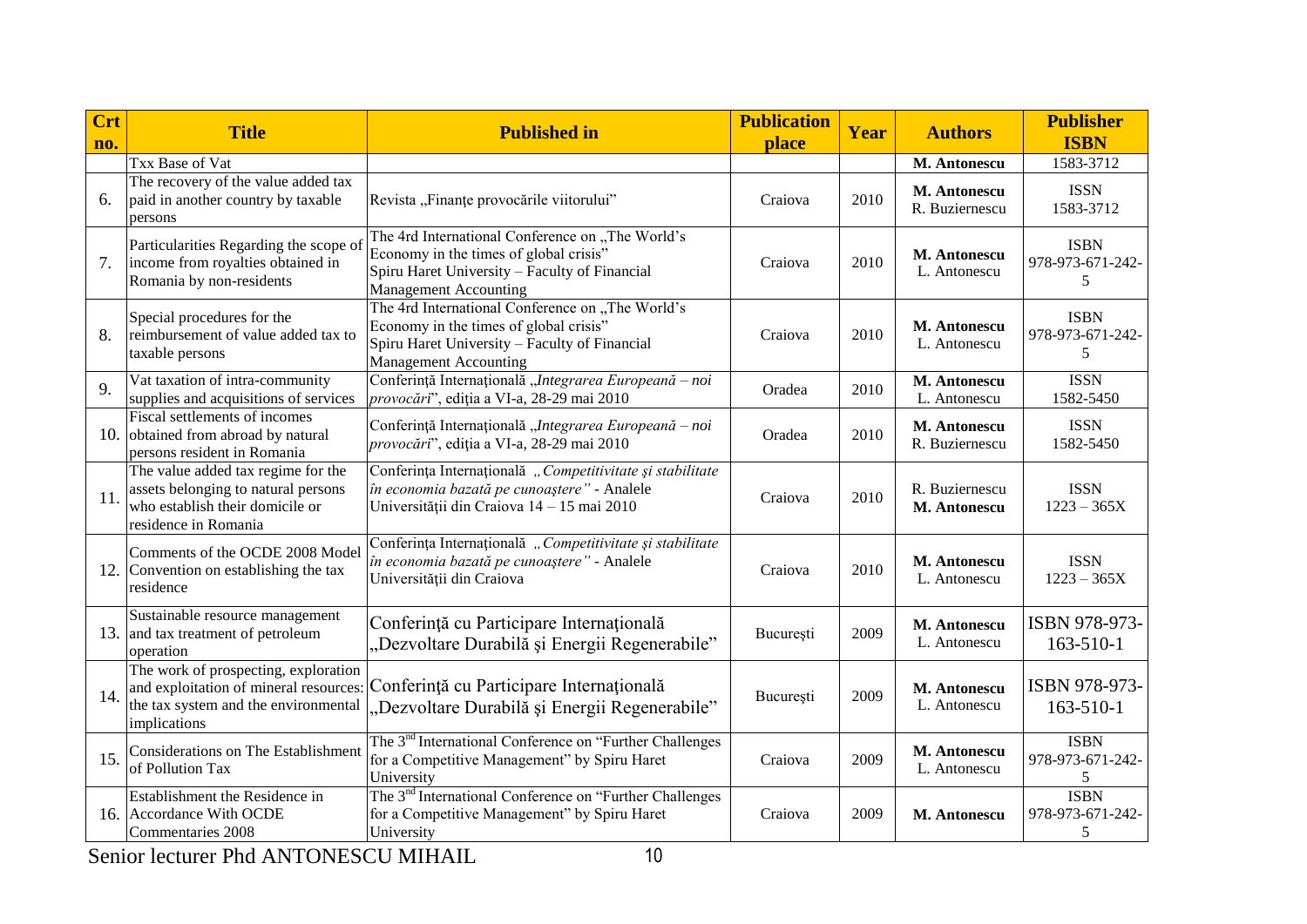| Crt no. | Title | Published in | Publication place | Year | Authors | Publisher ISBN |
|---|---|---|---|---|---|---|
| | Txx Base of Vat | | | | **M. Antonescu** | 1583-3712 |
| 6. | The recovery of the value added tax paid in another country by taxable persons | Revista „Finanțe provocările viitorului" | Craiova | 2010 | **M. Antonescu** R. Buziernescu | ISSN 1583-3712 |
| 7. | Particularities Regarding the scope of income from royalties obtained in Romania by non-residents | The 4rd International Conference on „The World's Economy in the times of global crisis" Spiru Haret University – Faculty of Financial Management Accounting | Craiova | 2010 | **M. Antonescu** L. Antonescu | ISBN 978-973-671-242-5 |
| 8. | Special procedures for the reimbursement of value added tax to taxable persons | The 4rd International Conference on „The World's Economy in the times of global crisis" Spiru Haret University – Faculty of Financial Management Accounting | Craiova | 2010 | **M. Antonescu** L. Antonescu | ISBN 978-973-671-242-5 |
| 9. | Vat taxation of intra-community supplies and acquisitions of services | Conferință Internațională „*Integrarea Europeană – noi provocări*", ediția a VI-a, 28-29 mai 2010 | Oradea | 2010 | **M. Antonescu** L. Antonescu | ISSN 1582-5450 |
| 10. | Fiscal settlements of incomes obtained from abroad by natural persons resident in Romania | Conferință Internațională „*Integrarea Europeană – noi provocări*", ediția a VI-a, 28-29 mai 2010 | Oradea | 2010 | **M. Antonescu** R. Buziernescu | ISSN 1582-5450 |
| 11. | The value added tax regime for the assets belonging to natural persons who establish their domicile or residence in Romania | Conferința Internațională *„Competitivitate și stabilitate în economia bazată pe cunoaștere"* - Analele Universității din Craiova 14 – 15 mai 2010 | Craiova | 2010 | R. Buziernescu **M. Antonescu** | ISSN 1223 – 365X |
| 12. | Comments of the OCDE 2008 Model Convention on establishing the tax residence | Conferința Internațională *„Competitivitate și stabilitate în economia bazată pe cunoaștere"* - Analele Universității din Craiova | Craiova | 2010 | **M. Antonescu** L. Antonescu | ISSN 1223 – 365X |
| 13. | Sustainable resource management and tax treatment of petroleum operation | Conferință cu Participare Internațională „Dezvoltare Durabilă și Energii Regenerabile" | București | 2009 | **M. Antonescu** L. Antonescu | ISBN 978-973-163-510-1 |
| 14. | The work of prospecting, exploration and exploitation of mineral resources: the tax system and the environmental implications | Conferință cu Participare Internațională „Dezvoltare Durabilă și Energii Regenerabile" | București | 2009 | **M. Antonescu** L. Antonescu | ISBN 978-973-163-510-1 |
| 15. | Considerations on The Establishment of Pollution Tax | The 3rd International Conference on "Further Challenges for a Competitive Management" by Spiru Haret University | Craiova | 2009 | **M. Antonescu** L. Antonescu | ISBN 978-973-671-242-5 |
| 16. | Establishment the Residence in Accordance With OCDE Commentaries 2008 | The 3rd International Conference on "Further Challenges for a Competitive Management" by Spiru Haret University | Craiova | 2009 | **M. Antonescu** | ISBN 978-973-671-242-5 |

Senior lecturer Phd ANTONESCU MIHAIL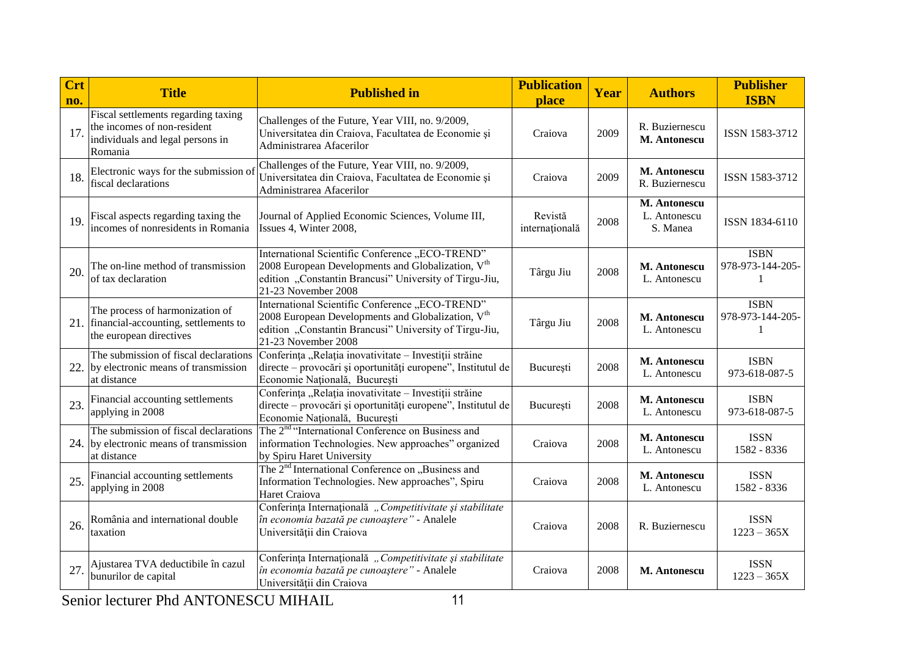| Crt no. | Title | Published in | Publication place | Year | Authors | Publisher ISBN |
|---|---|---|---|---|---|---|
| 17. | Fiscal settlements regarding taxing the incomes of non-resident individuals and legal persons in Romania | Challenges of the Future, Year VIII, no. 9/2009, Universitatea din Craiova, Facultatea de Economie şi Administrarea Afacerilor | Craiova | 2009 | R. Buziernescu **M. Antonescu** | ISSN 1583-3712 |
| 18. | Electronic ways for the submission of fiscal declarations | Challenges of the Future, Year VIII, no. 9/2009, Universitatea din Craiova, Facultatea de Economie şi Administrarea Afacerilor | Craiova | 2009 | **M. Antonescu** R. Buziernescu | ISSN 1583-3712 |
| 19. | Fiscal aspects regarding taxing the incomes of nonresidents in Romania | Journal of Applied Economic Sciences, Volume III, Issues 4, Winter 2008, | Revistă internaţională | 2008 | **M. Antonescu** L. Antonescu S. Manea | ISSN 1834-6110 |
| 20. | The on-line method of transmission of tax declaration | International Scientific Conference „ECO-TREND" 2008 European Developments and Globalization, V[th] edition „Constantin Brancusi" University of Tirgu-Jiu, 21-23 November 2008 | Târgu Jiu | 2008 | **M. Antonescu** L. Antonescu | ISBN 978-973-144-205-1 |
| 21. | The process of harmonization of financial-accounting, settlements to the european directives | International Scientific Conference „ECO-TREND" 2008 European Developments and Globalization, V[th] edition „Constantin Brancusi" University of Tirgu-Jiu, 21-23 November 2008 | Târgu Jiu | 2008 | **M. Antonescu** L. Antonescu | ISBN 978-973-144-205-1 |
| 22. | The submission of fiscal declarations by electronic means of transmission at distance | Conferinţa „Relaţia inovativitate – Investiţii străine directe – provocări şi oportunităţi europene", Institutul de Economie Naţională, Bucureşti | Bucureşti | 2008 | **M. Antonescu** L. Antonescu | ISBN 973-618-087-5 |
| 23. | Financial accounting settlements applying in 2008 | Conferinţa „Relaţia inovativitate – Investiţii străine directe – provocări şi oportunităţi europene", Institutul de Economie Naţională, Bucureşti | Bucureşti | 2008 | **M. Antonescu** L. Antonescu | ISBN 973-618-087-5 |
| 24. | The submission of fiscal declarations by electronic means of transmission at distance | The 2[nd] "International Conference on Business and information Technologies. New approaches" organized by Spiru Haret University | Craiova | 2008 | **M. Antonescu** L. Antonescu | ISSN 1582 - 8336 |
| 25. | Financial accounting settlements applying in 2008 | The 2[nd] International Conference on „Business and Information Technologies. New approaches", Spiru Haret Craiova | Craiova | 2008 | **M. Antonescu** L. Antonescu | ISSN 1582 - 8336 |
| 26. | România and international double taxation | Conferinţa Internaţională *„Competitivitate şi stabilitate în economia bazată pe cunoaştere"* - Analele Universităţii din Craiova | Craiova | 2008 | R. Buziernescu | ISSN 1223 – 365X |
| 27. | Ajustarea TVA deductibile în cazul bunurilor de capital | Conferinţa Internaţională *„Competitivitate şi stabilitate în economia bazată pe cunoaştere"* - Analele Universităţii din Craiova | Craiova | 2008 | **M. Antonescu** | ISSN 1223 – 365X |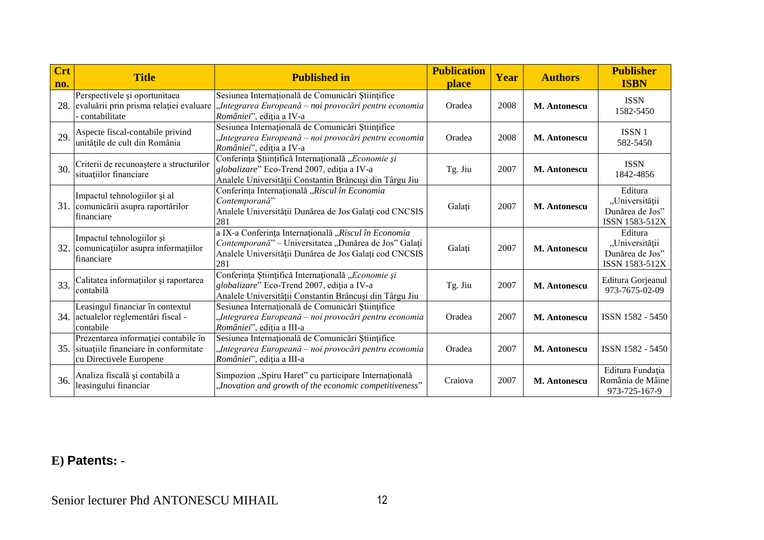| Crt no. | Title | Published in | Publication place | Year | Authors | Publisher ISBN |
|---|---|---|---|---|---|---|
| 28. | Perspectivele şi oportunitaea evaluării prin prisma relaţiei evaluare - contabilitate | Sesiunea Internaţională de Comunicări Ştiinţifice *„Integrarea Europeană – noi provocări pentru economia României*", ediţia a IV-a | Oradea | 2008 | **M. Antonescu** | ISSN 1582-5450 |
| 29. | Aspecte fiscal-contabile privind unităţile de cult din România | Sesiunea Internaţională de Comunicări Ştiinţifice *„Integrarea Europeană – noi provocări pentru economia României*", ediţia a IV-a | Oradea | 2008 | **M. Antonescu** | ISSN 1 582-5450 |
| 30. | Criterii de recunoaştere a structurilor situaţiilor financiare | Conferinţa Ştiinţifică Internaţională *„Economie şi globalizare*" Eco-Trend 2007, ediţia a IV-a Analele Universităţii Constantin Brâncuşi din Târgu Jiu | Tg. Jiu | 2007 | **M. Antonescu** | ISSN 1842-4856 |
| 31. | Impactul tehnologiilor şi al comunicării asupra raportărilor financiare | Conferinţa Internaţională *„Riscul în Economia Contemporană*" Analele Universităţii Dunărea de Jos Galaţi cod CNCSIS 281 | Galaţi | 2007 | **M. Antonescu** | Editura „Universităţii Dunărea de Jos" ISSN 1583-512X |
| 32. | Impactul tehnologiilor şi comunicaţiilor asupra informaţiilor financiare | a IX-a Conferinţa Internaţională *„Riscul în Economia Contemporană*" – Universitatea „Dunărea de Jos" Galaţi Analele Universităţii Dunărea de Jos Galaţi cod CNCSIS 281 | Galaţi | 2007 | **M. Antonescu** | Editura „Universităţii Dunărea de Jos" ISSN 1583-512X |
| 33. | Calitatea informaţiilor şi raportarea contabilă | Conferinţa Ştiinţifică Internaţională *„Economie şi globalizare*" Eco-Trend 2007, ediţia a IV-a Analele Universităţii Constantin Brâncuşi din Târgu Jiu | Tg. Jiu | 2007 | **M. Antonescu** | Editura Gorjeanul 973-7675-02-09 |
| 34. | Leasingul financiar în contextul actualelor reglementări fiscal - contabile | Sesiunea Internaţională de Comunicări Ştiinţifice *„Integrarea Europeană – noi provocări pentru economia României*", ediţia a III-a | Oradea | 2007 | **M. Antonescu** | ISSN 1582 - 5450 |
| 35. | Prezentarea informaţiei contabile în situaţiile financiare în conformitate cu Directivele Europene | Sesiunea Internaţională de Comunicări Ştiinţifice *„Integrarea Europeană – noi provocări pentru economia României*", ediţia a III-a | Oradea | 2007 | **M. Antonescu** | ISSN 1582 - 5450 |
| 36. | Analiza fiscală şi contabilă a leasingului financiar | Simpozion „Spiru Haret" cu participare Internaţională *„Inovation and growth of the economic competitiveness*" | Craiova | 2007 | **M. Antonescu** | Editura Fundaţia România de Mâine 973-725-167-9 |

**E) Patents:** -

Senior lecturer Phd ANTONESCU MIHAIL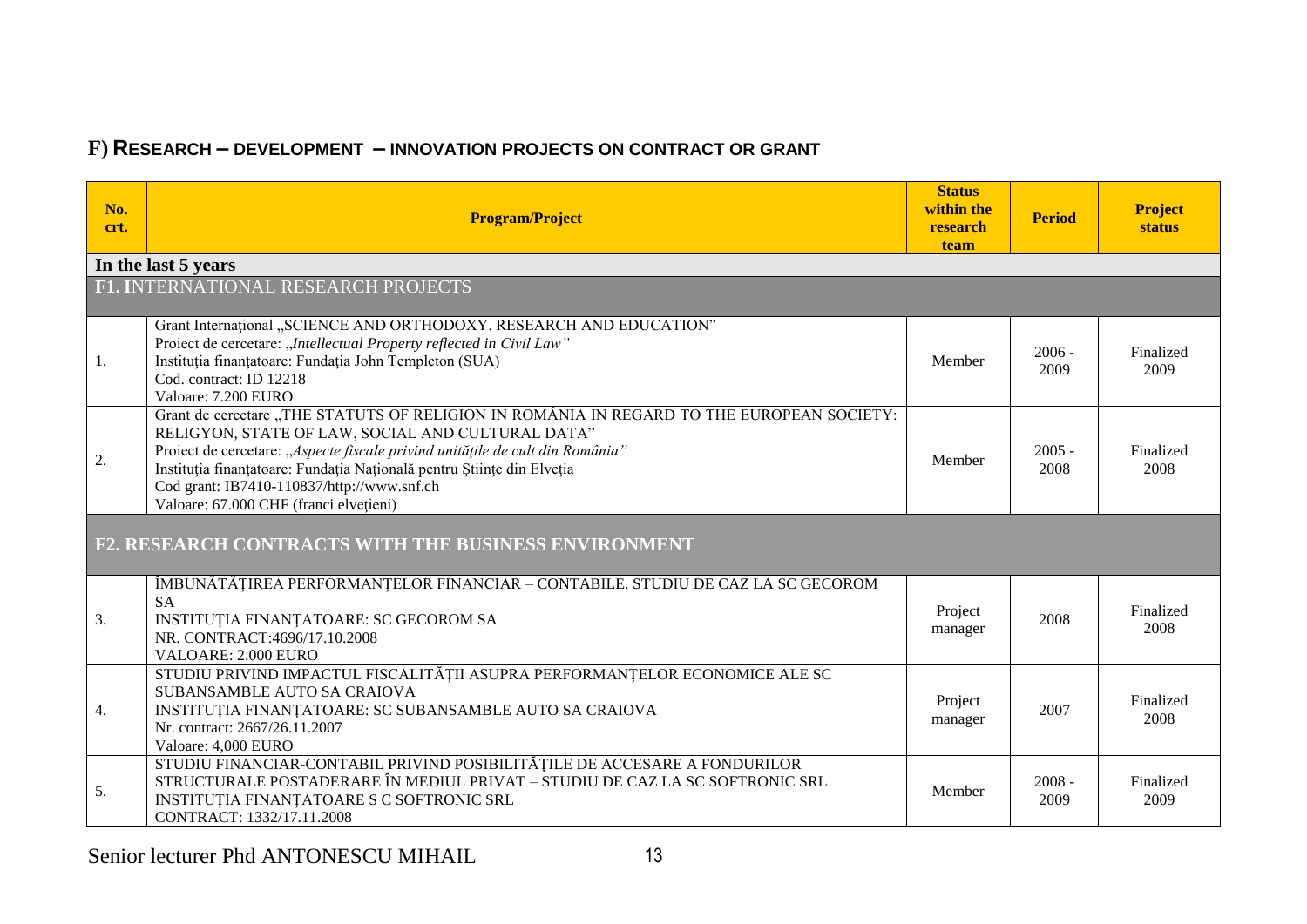## F) RESEARCH – DEVELOPMENT – INNOVATION PROJECTS ON CONTRACT OR GRANT

| No. crt. | Program/Project | Status within the research team | Period | Project status |
|---|---|---|---|---|
| **In the last 5 years** | | | | |
| **F1. INTERNATIONAL RESEARCH PROJECTS** | | | | |
| 1. | Grant Internațional „SCIENCE AND ORTHODOXY. RESEARCH AND EDUCATION"<br>Proiect de cercetare: „*Intellectual Property reflected in Civil Law"*<br>Instituția finanțatoare: Fundația John Templeton (SUA)<br>Cod. contract: ID 12218<br>Valoare: 7.200 EURO | Member | 2006 - 2009 | Finalized 2009 |
| 2. | Grant de cercetare „THE STATUTS OF RELIGION IN ROMÂNIA IN REGARD TO THE EUROPEAN SOCIETY: RELIGYON, STATE OF LAW, SOCIAL AND CULTURAL DATA"<br>Proiect de cercetare: „*Aspecte fiscale privind unitățile de cult din România"*<br>Instituția finanțatoare: Fundația Națională pentru Științe din Elveția<br>Cod grant: IB7410-110837/http://www.snf.ch<br>Valoare: 67.000 CHF (franci elvețieni) | Member | 2005 - 2008 | Finalized 2008 |
| **F2. RESEARCH CONTRACTS WITH THE BUSINESS ENVIRONMENT** | | | | |
| 3. | ÎMBUNĂTĂȚIREA PERFORMANȚELOR FINANCIAR – CONTABILE. STUDIU DE CAZ LA SC GECOROM SA<br>INSTITUȚIA FINANȚATOARE: SC GECOROM SA<br>NR. CONTRACT:4696/17.10.2008<br>VALOARE: 2.000 EURO | Project manager | 2008 | Finalized 2008 |
| 4. | STUDIU PRIVIND IMPACTUL FISCALITĂȚII ASUPRA PERFORMANȚELOR ECONOMICE ALE SC SUBANSAMBLE AUTO SA CRAIOVA<br>INSTITUȚIA FINANȚATOARE: SC SUBANSAMBLE AUTO SA CRAIOVA<br>Nr. contract: 2667/26.11.2007<br>Valoare: 4,000 EURO | Project manager | 2007 | Finalized 2008 |
| 5. | STUDIU FINANCIAR-CONTABIL PRIVIND POSIBILITĂȚILE DE ACCESARE A FONDURILOR STRUCTURALE POSTADERARE ÎN MEDIUL PRIVAT – STUDIU DE CAZ LA SC SOFTRONIC SRL<br>INSTITUȚIA FINANȚATOARE S C SOFTRONIC SRL<br>CONTRACT: 1332/17.11.2008 | Member | 2008 - 2009 | Finalized 2009 |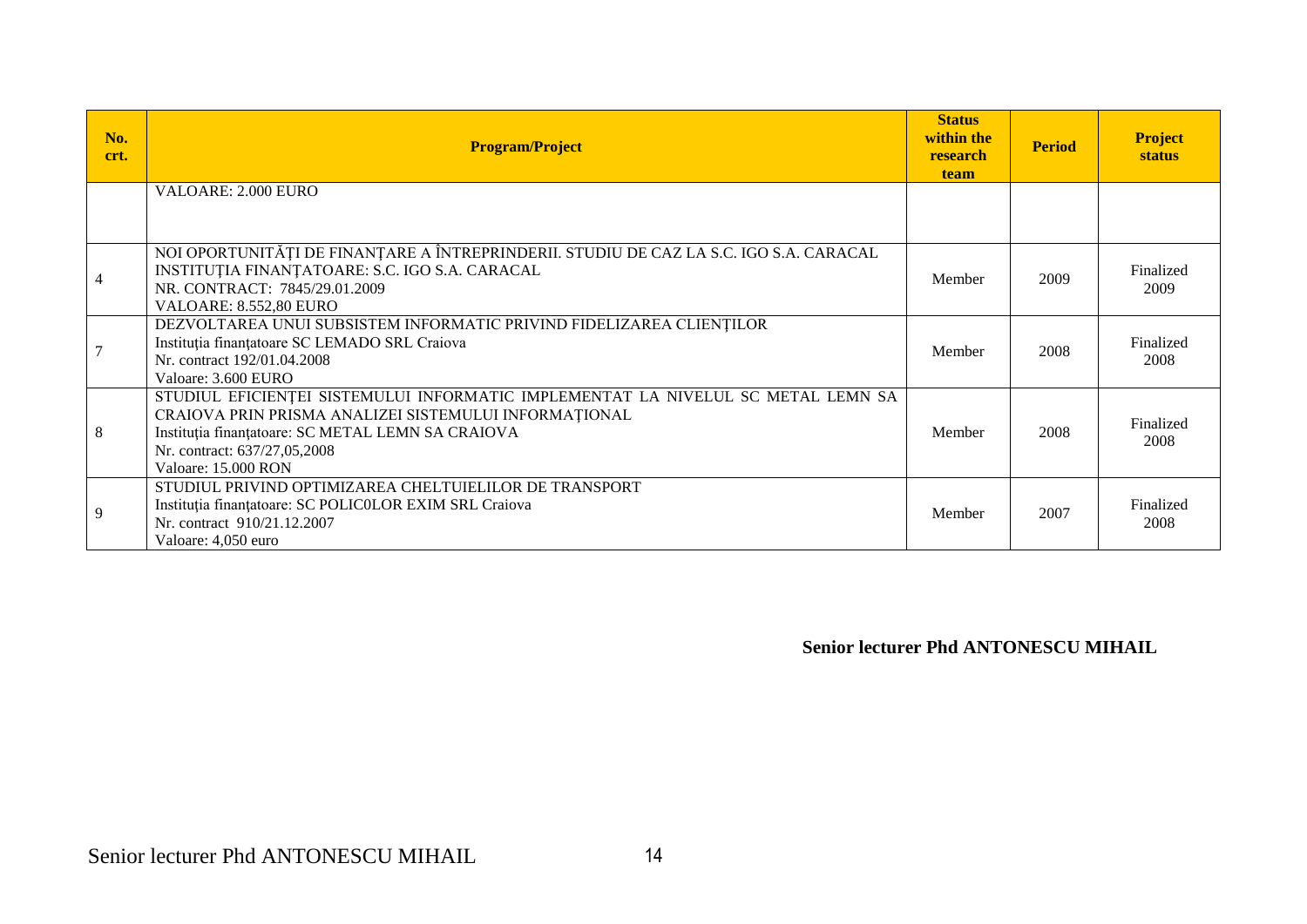| No. crt. | Program/Project | Status within the research team | Period | Project status |
|---|---|---|---|---|
| | VALOARE: 2.000 EURO | | | |
| 4 | NOI OPORTUNITĂŢI DE FINANŢARE A ÎNTREPRINDERII. STUDIU DE CAZ LA S.C. IGO S.A. CARACAL<br>INSTITUŢIA FINANŢATOARE: S.C. IGO S.A. CARACAL<br>NR. CONTRACT: 7845/29.01.2009<br>VALOARE: 8.552,80 EURO | Member | 2009 | Finalized 2009 |
| 7 | DEZVOLTAREA UNUI SUBSISTEM INFORMATIC PRIVIND FIDELIZAREA CLIENŢILOR<br>Instituţia finanţatoare SC LEMADO SRL Craiova<br>Nr. contract 192/01.04.2008<br>Valoare: 3.600 EURO | Member | 2008 | Finalized 2008 |
| 8 | STUDIUL EFICIENŢEI SISTEMULUI INFORMATIC IMPLEMENTAT LA NIVELUL SC METAL LEMN SA CRAIOVA PRIN PRISMA ANALIZEI SISTEMULUI INFORMAŢIONAL<br>Instituţia finanţatoare: SC METAL LEMN SA CRAIOVA<br>Nr. contract: 637/27,05,2008<br>Valoare: 15.000 RON | Member | 2008 | Finalized 2008 |
| 9 | STUDIUL PRIVIND OPTIMIZAREA CHELTUIELILOR DE TRANSPORT<br>Instituţia finanţatoare: SC POLIC0LOR EXIM SRL Craiova<br>Nr. contract 910/21.12.2007<br>Valoare: 4,050 euro | Member | 2007 | Finalized 2008 |

**Senior lecturer Phd ANTONESCU MIHAIL**